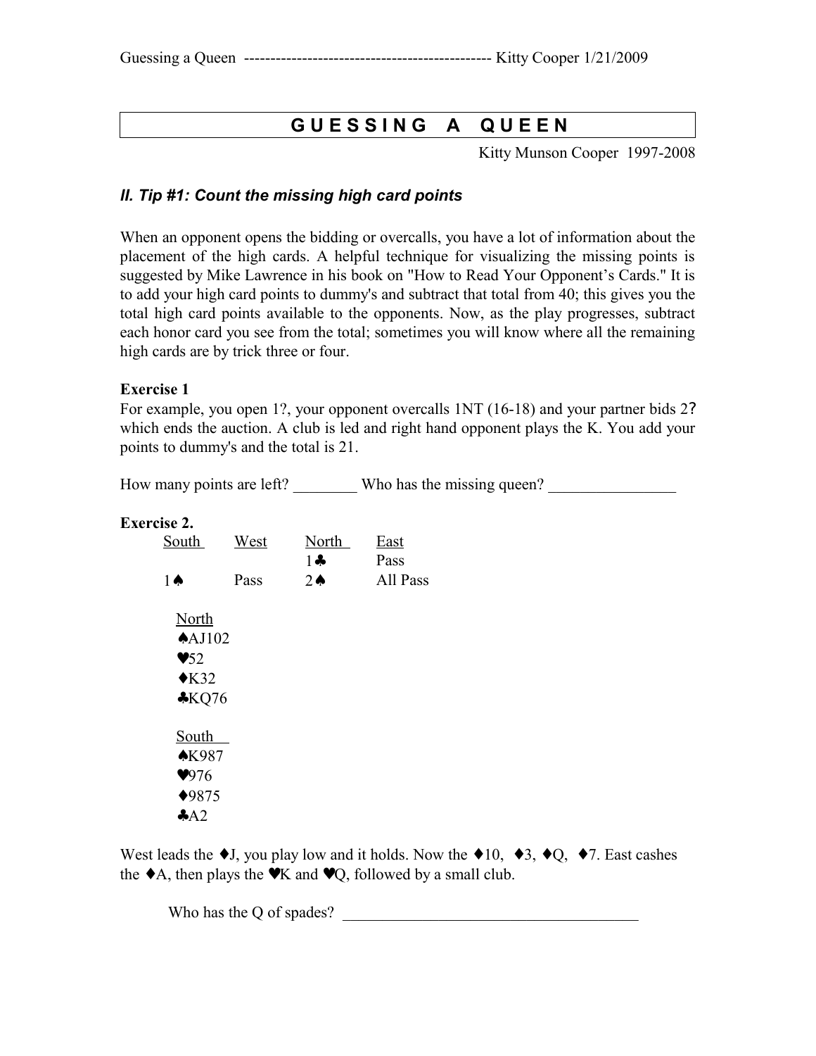# GUESSING A QUEEN

Kitty Munson Cooper 1997-2008

### *II. Tip #1: Count the missing high card points*

When an opponent opens the bidding or overcalls, you have a lot of information about the placement of the high cards. A helpful technique for visualizing the missing points is suggested by Mike Lawrence in his book on "How to Read Your Opponent's Cards." It is to add your high card points to dummy's and subtract that total from 40; this gives you the total high card points available to the opponents. Now, as the play progresses, subtract each honor card you see from the total; sometimes you will know where all the remaining high cards are by trick three or four.

**Exercise 1**

For example, you open 1?, your opponent overcalls 1NT (16-18) and your partner bids 2? which ends the auction. A club is led and right hand opponent plays the K. You add your points to dummy's and the total is 21.

How many points are left? ________ Who has the missing queen? ________________

**Exercise 2.**

| South | West | North | East |
|---|---|---|---|
| | | 1♣ | Pass |
| 1♠ | Pass | 2♠ | All Pass |

North
♠AJ102
♥52
♦K32
♣KQ76

South
♠K987
♥976
♦9875
♣A2

West leads the ♦J, you play low and it holds. Now the ♦10, ♦3, ♦Q, ♦7. East cashes the ♦A, then plays the ♥K and ♥Q, followed by a small club.

Who has the Q of spades? ______________________________________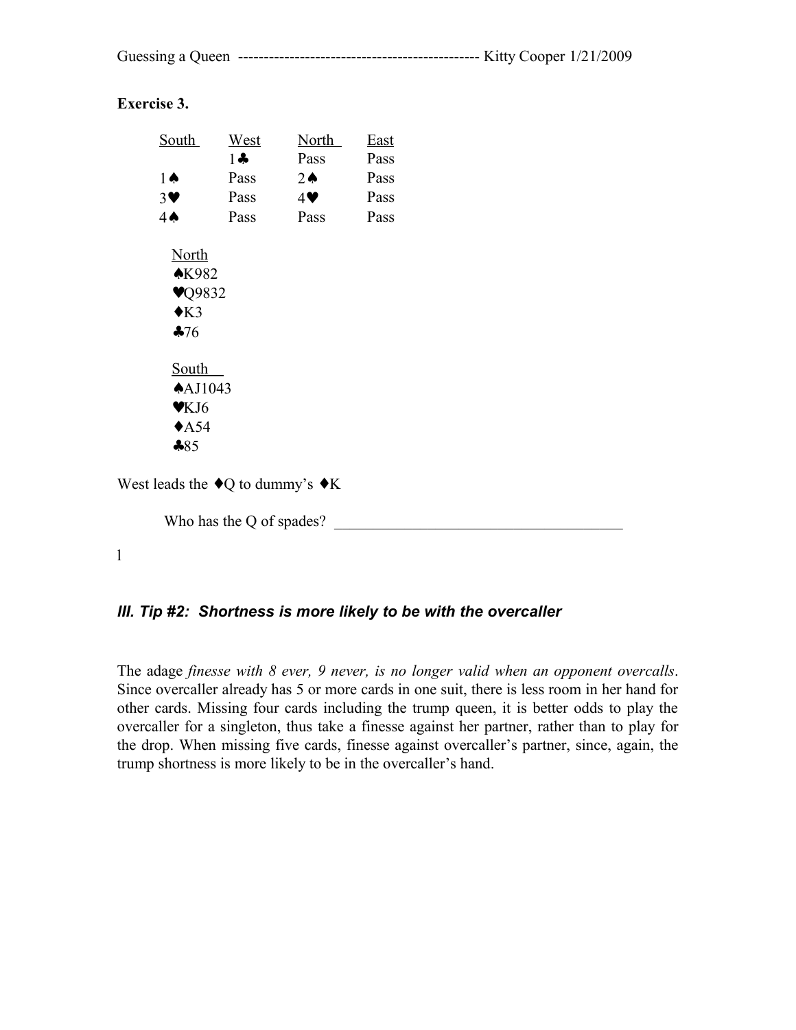**Exercise 3.**

| South | West | North | East |
|---|---|---|---|
| | 1♣ | Pass | Pass |
| 1♠ | Pass | 2♠ | Pass |
| 3♥ | Pass | 4♥ | Pass |
| 4♠ | Pass | Pass | Pass |

North
♠K982
♥Q9832
♦K3
♣76

South
♠AJ1043
♥KJ6
♦A54
♣85

West leads the ♦Q to dummy's ♦K

Who has the Q of spades? ______________________________________

l

### *III. Tip #2: Shortness is more likely to be with the overcaller*

The adage *finesse with 8 ever, 9 never, is no longer valid when an opponent overcalls*. Since overcaller already has 5 or more cards in one suit, there is less room in her hand for other cards. Missing four cards including the trump queen, it is better odds to play the overcaller for a singleton, thus take a finesse against her partner, rather than to play for the drop. When missing five cards, finesse against overcaller's partner, since, again, the trump shortness is more likely to be in the overcaller's hand.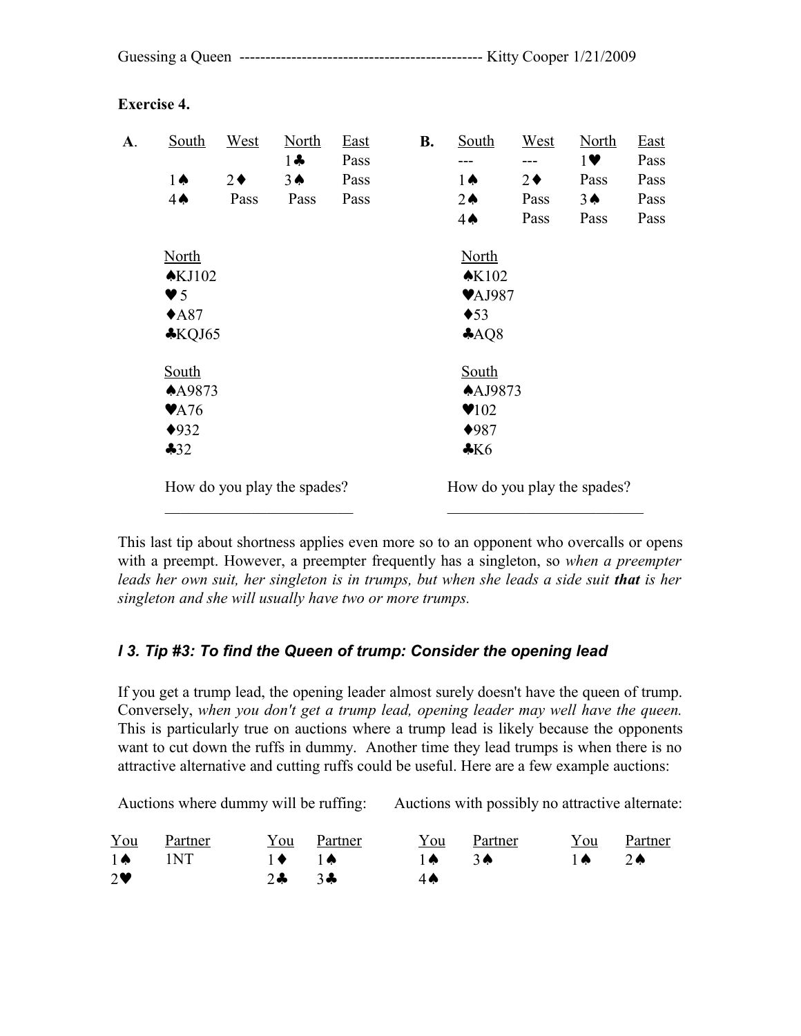**Exercise 4.**

**A.**

| South | West | North | East |
|---|---|---|---|
| | | 1♣ | Pass |
| 1♠ | 2♦ | 3♠ | Pass |
| 4♠ | Pass | Pass | Pass |

North
♠KJ102
♥5
♦A87
♣KQJ65

South
♠A9873
♥A76
♦932
♣32

How do you play the spades?

\_\_\_\_\_\_\_\_\_\_\_\_\_\_\_\_\_\_\_\_\_\_\_\_\_

**B.**

| South | West | North | East |
|---|---|---|---|
| --- | --- | 1♥ | Pass |
| 1♠ | 2♦ | Pass | Pass |
| 2♠ | Pass | 3♠ | Pass |
| 4♠ | Pass | Pass | Pass |

North
♠K102
♥AJ987
♦53
♣AQ8

South
♠AJ9873
♥102
♦987
♣K6

How do you play the spades?

\_\_\_\_\_\_\_\_\_\_\_\_\_\_\_\_\_\_\_\_\_\_\_\_\_

This last tip about shortness applies even more so to an opponent who overcalls or opens with a preempt. However, a preempter frequently has a singleton, so *when a preempter leads her own suit, her singleton is in trumps, but when she leads a side suit **that** is her singleton and she will usually have two or more trumps.*

## *I 3. Tip #3: To find the Queen of trump: Consider the opening lead*

If you get a trump lead, the opening leader almost surely doesn't have the queen of trump. Conversely, *when you don't get a trump lead, opening leader may well have the queen.* This is particularly true on auctions where a trump lead is likely because the opponents want to cut down the ruffs in dummy. Another time they lead trumps is when there is no attractive alternative and cutting ruffs could be useful. Here are a few example auctions:

Auctions where dummy will be ruffing:

| You | Partner |
|---|---|
| 1♠ | 1NT |
| 2♥ | |

| You | Partner |
|---|---|
| 1♦ | 1♠ |
| 2♣ | 3♣ |

Auctions with possibly no attractive alternate:

| You | Partner |
|---|---|
| 1♠ | 3♠ |
| 4♠ | |

| You | Partner |
|---|---|
| 1♠ | 2♠ |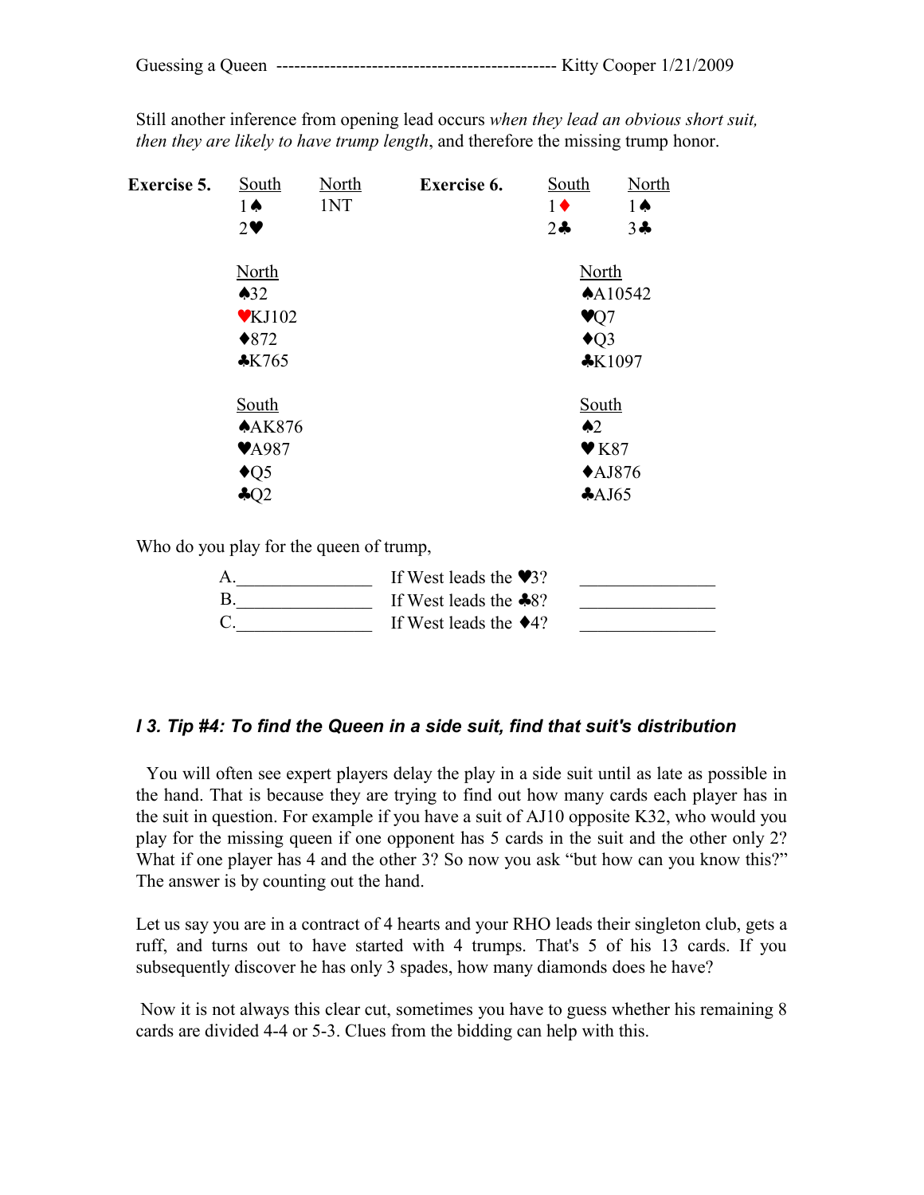Still another inference from opening lead occurs *when they lead an obvious short suit, then they are likely to have trump length*, and therefore the missing trump honor.

**Exercise 5.**

| South | North |
|---|---|
| 1♠ | 1NT |
| 2♥ | |

North
♠32
♥KJ102
♦872
♣K765

South
♠AK876
♥A987
♦Q5
♣Q2

**Exercise 6.**

| South | North |
|---|---|
| 1♦ | 1♠ |
| 2♣ | 3♣ |

North
♠A10542
♥Q7
♦Q3
♣K1097

South
♠2
♥ K87
♦AJ876
♣AJ65

Who do you play for the queen of trump,

A.\_\_\_\_\_\_\_\_\_\_\_\_\_\_\_ If West leads the ♥3? \_\_\_\_\_\_\_\_\_\_\_\_\_\_\_

B.\_\_\_\_\_\_\_\_\_\_\_\_\_\_\_ If West leads the ♣8? \_\_\_\_\_\_\_\_\_\_\_\_\_\_\_

C.\_\_\_\_\_\_\_\_\_\_\_\_\_\_\_ If West leads the ♦4? \_\_\_\_\_\_\_\_\_\_\_\_\_\_\_

### I 3. Tip #4: To find the Queen in a side suit, find that suit's distribution

You will often see expert players delay the play in a side suit until as late as possible in the hand. That is because they are trying to find out how many cards each player has in the suit in question. For example if you have a suit of AJ10 opposite K32, who would you play for the missing queen if one opponent has 5 cards in the suit and the other only 2? What if one player has 4 and the other 3? So now you ask "but how can you know this?" The answer is by counting out the hand.

Let us say you are in a contract of 4 hearts and your RHO leads their singleton club, gets a ruff, and turns out to have started with 4 trumps. That's 5 of his 13 cards. If you subsequently discover he has only 3 spades, how many diamonds does he have?

Now it is not always this clear cut, sometimes you have to guess whether his remaining 8 cards are divided 4-4 or 5-3. Clues from the bidding can help with this.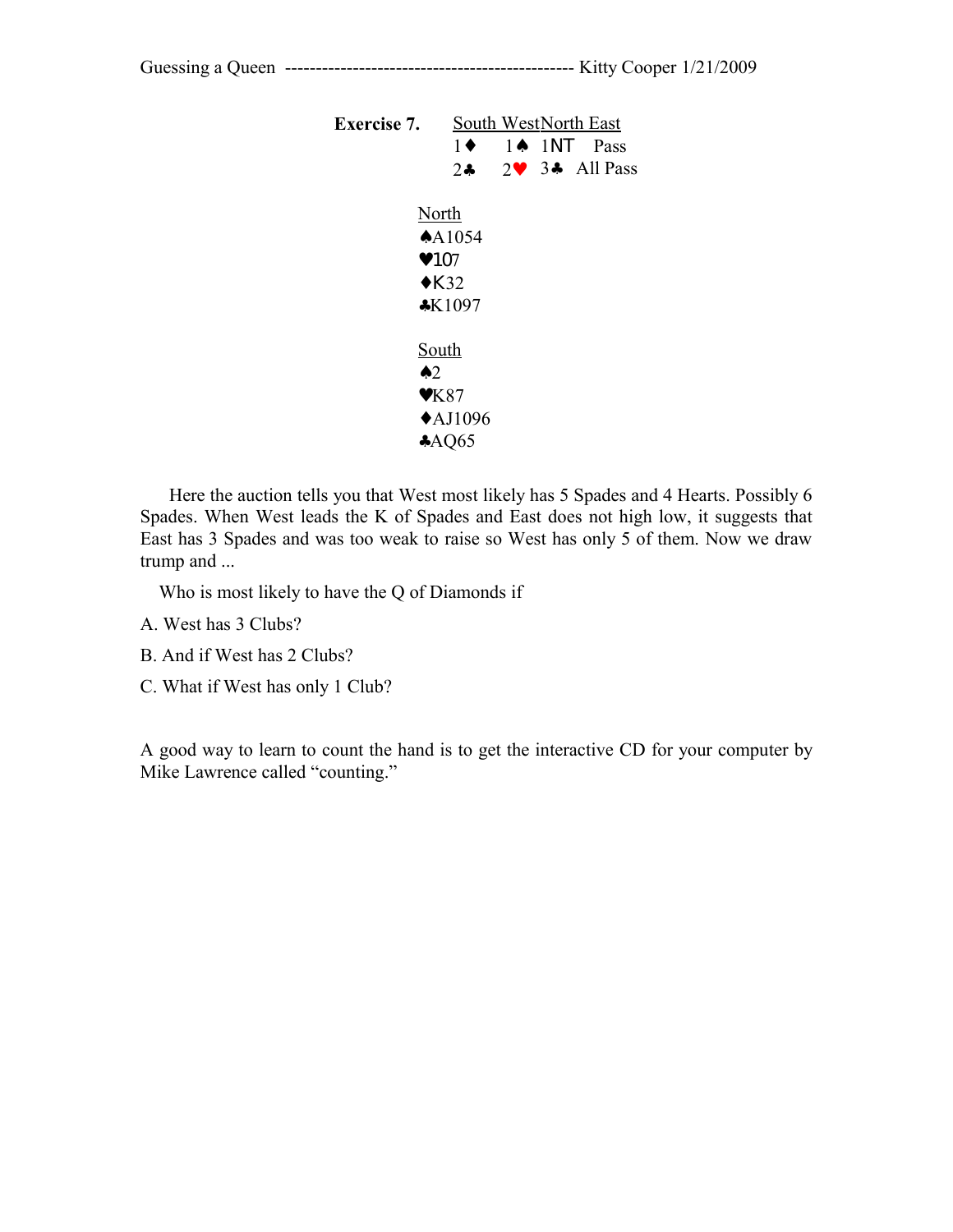**Exercise 7.**

| South | West | North | East |
| --- | --- | --- | --- |
| 1♦ | 1♠ | 1NT | Pass |
| 2♣ | 2♥ | 3♣ | All Pass |

North
♠A1054
♥107
♦K32
♣K1097

South
♠2
♥K87
♦AJ1096
♣AQ65

Here the auction tells you that West most likely has 5 Spades and 4 Hearts. Possibly 6 Spades. When West leads the K of Spades and East does not high low, it suggests that East has 3 Spades and was too weak to raise so West has only 5 of them. Now we draw trump and ...

Who is most likely to have the Q of Diamonds if

A. West has 3 Clubs?

B. And if West has 2 Clubs?

C. What if West has only 1 Club?

A good way to learn to count the hand is to get the interactive CD for your computer by Mike Lawrence called "counting."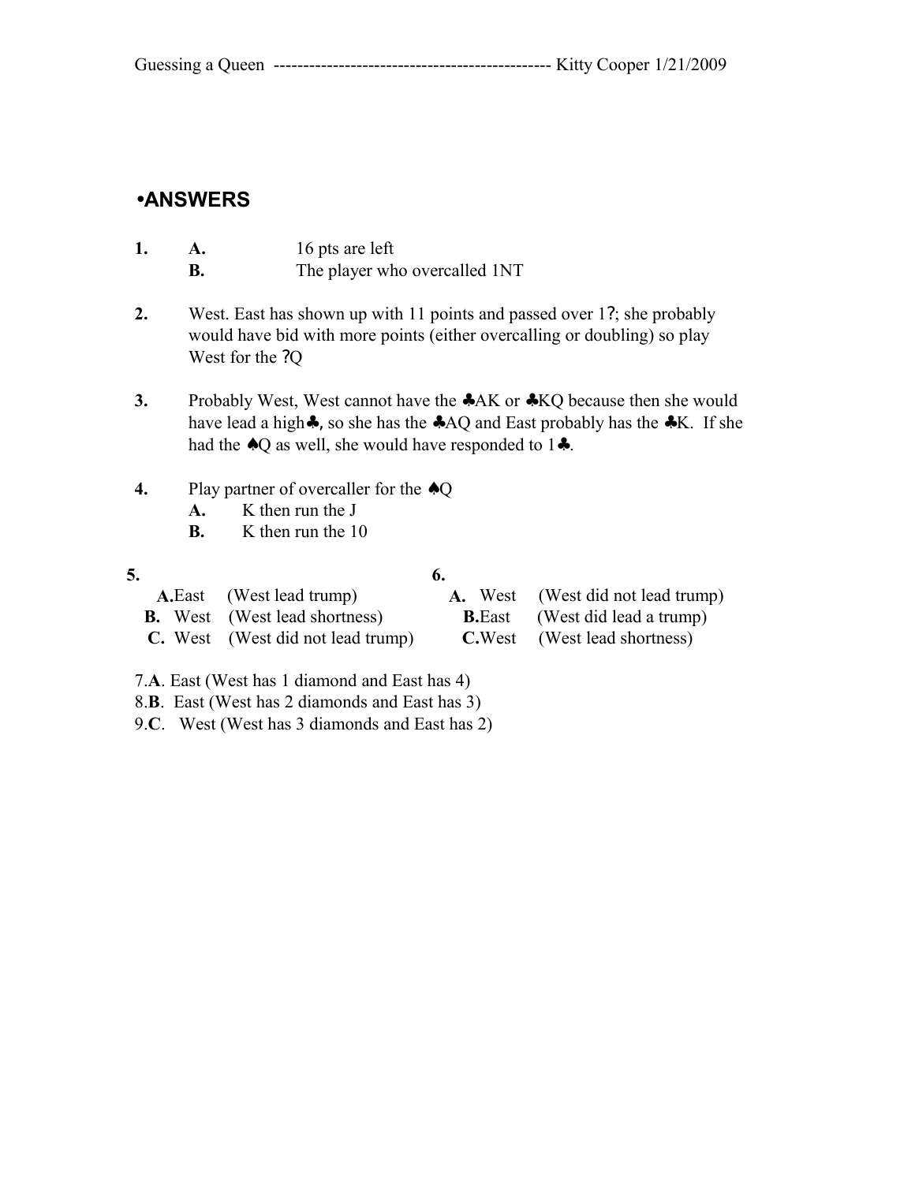# •ANSWERS

1. **A.** 16 pts are left
   **B.** The player who overcalled 1NT

2. West. East has shown up with 11 points and passed over 1?; she probably would have bid with more points (either overcalling or doubling) so play West for the ?Q

3. Probably West, West cannot have the ♣AK or ♣KQ because then she would have lead a high♣, so she has the ♣AQ and East probably has the ♣K. If she had the ♠Q as well, she would have responded to 1♣.

4. Play partner of overcaller for the ♠Q
   **A.** K then run the J
   **B.** K then run the 10

5.
   **A.** East (West lead trump)
   **B.** West (West lead shortness)
   **C.** West (West did not lead trump)

6.
   **A.** West (West did not lead trump)
   **B.** East (West did lead a trump)
   **C.** West (West lead shortness)

7.**A**. East (West has 1 diamond and East has 4)
8.**B**. East (West has 2 diamonds and East has 3)
9.**C**. West (West has 3 diamonds and East has 2)